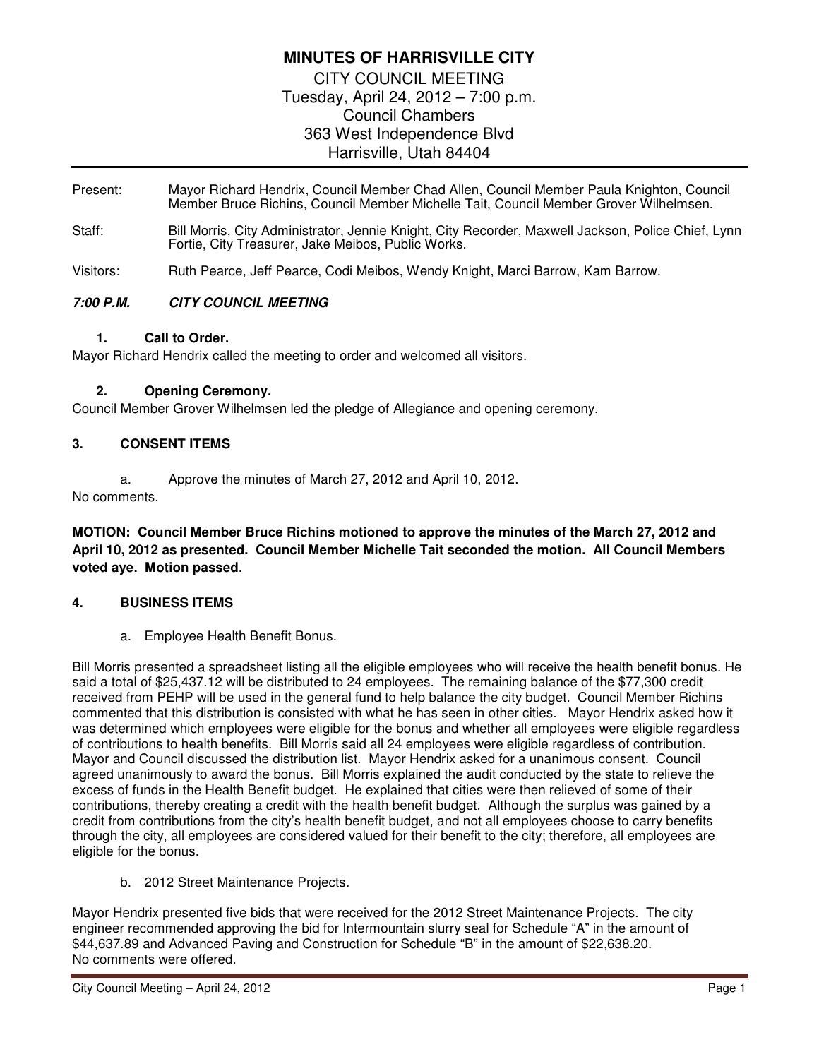# MINUTES OF HARRISVILLE CITY

CITY COUNCIL MEETING
Tuesday, April 24, 2012 – 7:00 p.m.
Council Chambers
363 West Independence Blvd
Harrisville, Utah 84404

---

Present: Mayor Richard Hendrix, Council Member Chad Allen, Council Member Paula Knighton, Council Member Bruce Richins, Council Member Michelle Tait, Council Member Grover Wilhelmsen.

Staff: Bill Morris, City Administrator, Jennie Knight, City Recorder, Maxwell Jackson, Police Chief, Lynn Fortie, City Treasurer, Jake Meibos, Public Works.

Visitors: Ruth Pearce, Jeff Pearce, Codi Meibos, Wendy Knight, Marci Barrow, Kam Barrow.

***7:00 P.M. CITY COUNCIL MEETING***

**1. Call to Order.**

Mayor Richard Hendrix called the meeting to order and welcomed all visitors.

**2. Opening Ceremony.**

Council Member Grover Wilhelmsen led the pledge of Allegiance and opening ceremony.

**3. CONSENT ITEMS**

a. Approve the minutes of March 27, 2012 and April 10, 2012.

No comments.

**MOTION: Council Member Bruce Richins motioned to approve the minutes of the March 27, 2012 and April 10, 2012 as presented. Council Member Michelle Tait seconded the motion. All Council Members voted aye. Motion passed**.

**4. BUSINESS ITEMS**

a. Employee Health Benefit Bonus.

Bill Morris presented a spreadsheet listing all the eligible employees who will receive the health benefit bonus. He said a total of $25,437.12 will be distributed to 24 employees. The remaining balance of the $77,300 credit received from PEHP will be used in the general fund to help balance the city budget. Council Member Richins commented that this distribution is consisted with what he has seen in other cities. Mayor Hendrix asked how it was determined which employees were eligible for the bonus and whether all employees were eligible regardless of contributions to health benefits. Bill Morris said all 24 employees were eligible regardless of contribution. Mayor and Council discussed the distribution list. Mayor Hendrix asked for a unanimous consent. Council agreed unanimously to award the bonus. Bill Morris explained the audit conducted by the state to relieve the excess of funds in the Health Benefit budget. He explained that cities were then relieved of some of their contributions, thereby creating a credit with the health benefit budget. Although the surplus was gained by a credit from contributions from the city's health benefit budget, and not all employees choose to carry benefits through the city, all employees are considered valued for their benefit to the city; therefore, all employees are eligible for the bonus.

b. 2012 Street Maintenance Projects.

Mayor Hendrix presented five bids that were received for the 2012 Street Maintenance Projects. The city engineer recommended approving the bid for Intermountain slurry seal for Schedule "A" in the amount of $44,637.89 and Advanced Paving and Construction for Schedule "B" in the amount of $22,638.20.
No comments were offered.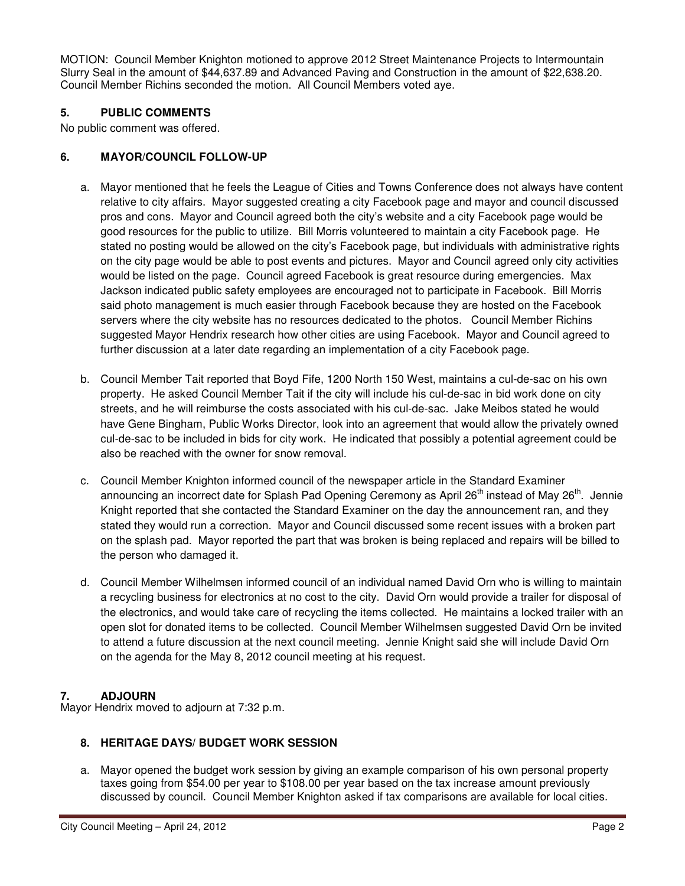MOTION: Council Member Knighton motioned to approve 2012 Street Maintenance Projects to Intermountain Slurry Seal in the amount of $44,637.89 and Advanced Paving and Construction in the amount of $22,638.20. Council Member Richins seconded the motion. All Council Members voted aye.

## 5. PUBLIC COMMENTS

No public comment was offered.

## 6. MAYOR/COUNCIL FOLLOW-UP

a. Mayor mentioned that he feels the League of Cities and Towns Conference does not always have content relative to city affairs. Mayor suggested creating a city Facebook page and mayor and council discussed pros and cons. Mayor and Council agreed both the city's website and a city Facebook page would be good resources for the public to utilize. Bill Morris volunteered to maintain a city Facebook page. He stated no posting would be allowed on the city's Facebook page, but individuals with administrative rights on the city page would be able to post events and pictures. Mayor and Council agreed only city activities would be listed on the page. Council agreed Facebook is great resource during emergencies. Max Jackson indicated public safety employees are encouraged not to participate in Facebook. Bill Morris said photo management is much easier through Facebook because they are hosted on the Facebook servers where the city website has no resources dedicated to the photos. Council Member Richins suggested Mayor Hendrix research how other cities are using Facebook. Mayor and Council agreed to further discussion at a later date regarding an implementation of a city Facebook page.

b. Council Member Tait reported that Boyd Fife, 1200 North 150 West, maintains a cul-de-sac on his own property. He asked Council Member Tait if the city will include his cul-de-sac in bid work done on city streets, and he will reimburse the costs associated with his cul-de-sac. Jake Meibos stated he would have Gene Bingham, Public Works Director, look into an agreement that would allow the privately owned cul-de-sac to be included in bids for city work. He indicated that possibly a potential agreement could be also be reached with the owner for snow removal.

c. Council Member Knighton informed council of the newspaper article in the Standard Examiner announcing an incorrect date for Splash Pad Opening Ceremony as April 26th instead of May 26th. Jennie Knight reported that she contacted the Standard Examiner on the day the announcement ran, and they stated they would run a correction. Mayor and Council discussed some recent issues with a broken part on the splash pad. Mayor reported the part that was broken is being replaced and repairs will be billed to the person who damaged it.

d. Council Member Wilhelmsen informed council of an individual named David Orn who is willing to maintain a recycling business for electronics at no cost to the city. David Orn would provide a trailer for disposal of the electronics, and would take care of recycling the items collected. He maintains a locked trailer with an open slot for donated items to be collected. Council Member Wilhelmsen suggested David Orn be invited to attend a future discussion at the next council meeting. Jennie Knight said she will include David Orn on the agenda for the May 8, 2012 council meeting at his request.

## 7. ADJOURN

Mayor Hendrix moved to adjourn at 7:32 p.m.

## 8. HERITAGE DAYS/ BUDGET WORK SESSION

a. Mayor opened the budget work session by giving an example comparison of his own personal property taxes going from $54.00 per year to $108.00 per year based on the tax increase amount previously discussed by council. Council Member Knighton asked if tax comparisons are available for local cities.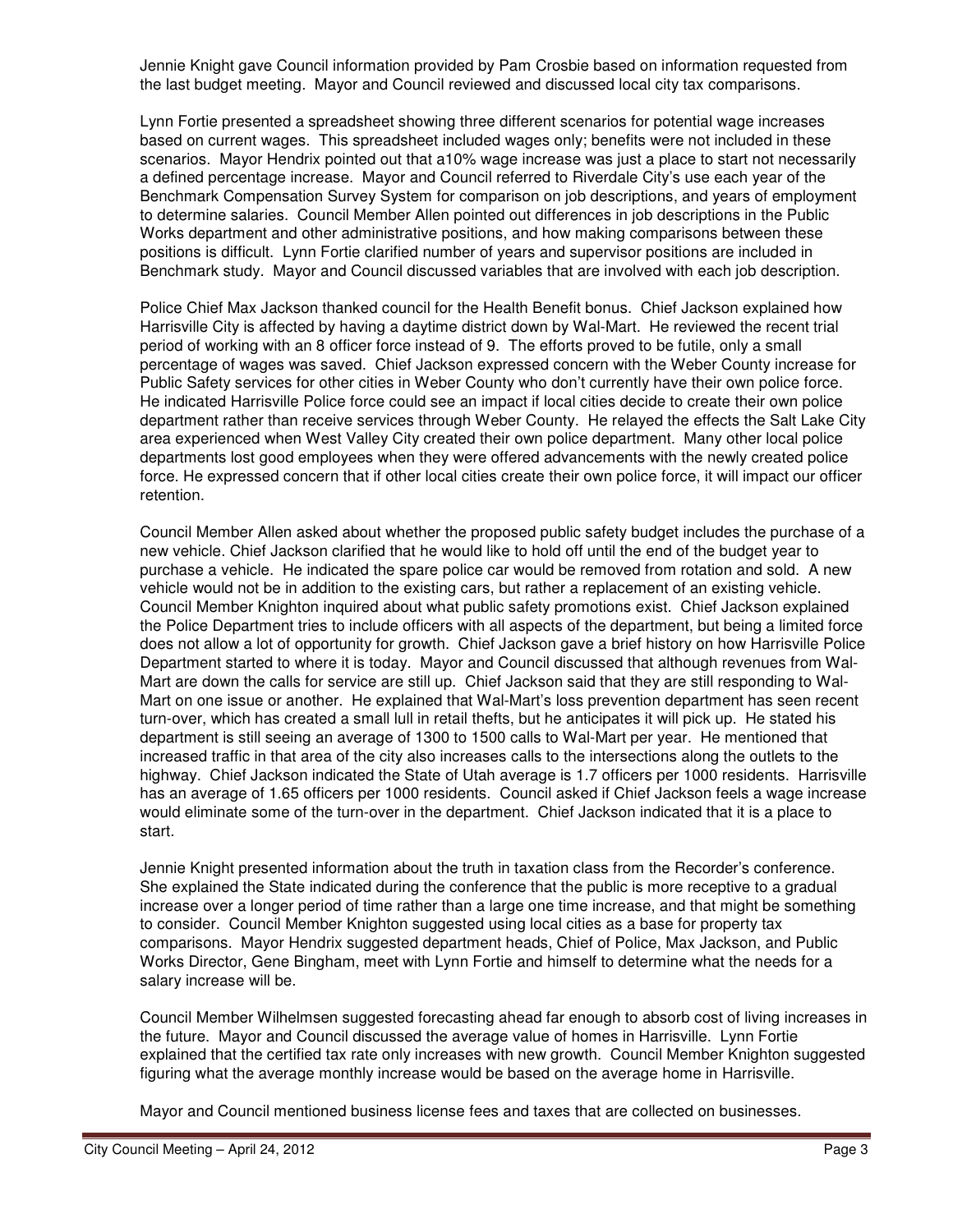Jennie Knight gave Council information provided by Pam Crosbie based on information requested from the last budget meeting. Mayor and Council reviewed and discussed local city tax comparisons.

Lynn Fortie presented a spreadsheet showing three different scenarios for potential wage increases based on current wages. This spreadsheet included wages only; benefits were not included in these scenarios. Mayor Hendrix pointed out that a10% wage increase was just a place to start not necessarily a defined percentage increase. Mayor and Council referred to Riverdale City's use each year of the Benchmark Compensation Survey System for comparison on job descriptions, and years of employment to determine salaries. Council Member Allen pointed out differences in job descriptions in the Public Works department and other administrative positions, and how making comparisons between these positions is difficult. Lynn Fortie clarified number of years and supervisor positions are included in Benchmark study. Mayor and Council discussed variables that are involved with each job description.

Police Chief Max Jackson thanked council for the Health Benefit bonus. Chief Jackson explained how Harrisville City is affected by having a daytime district down by Wal-Mart. He reviewed the recent trial period of working with an 8 officer force instead of 9. The efforts proved to be futile, only a small percentage of wages was saved. Chief Jackson expressed concern with the Weber County increase for Public Safety services for other cities in Weber County who don't currently have their own police force. He indicated Harrisville Police force could see an impact if local cities decide to create their own police department rather than receive services through Weber County. He relayed the effects the Salt Lake City area experienced when West Valley City created their own police department. Many other local police departments lost good employees when they were offered advancements with the newly created police force. He expressed concern that if other local cities create their own police force, it will impact our officer retention.

Council Member Allen asked about whether the proposed public safety budget includes the purchase of a new vehicle. Chief Jackson clarified that he would like to hold off until the end of the budget year to purchase a vehicle. He indicated the spare police car would be removed from rotation and sold. A new vehicle would not be in addition to the existing cars, but rather a replacement of an existing vehicle. Council Member Knighton inquired about what public safety promotions exist. Chief Jackson explained the Police Department tries to include officers with all aspects of the department, but being a limited force does not allow a lot of opportunity for growth. Chief Jackson gave a brief history on how Harrisville Police Department started to where it is today. Mayor and Council discussed that although revenues from Wal-Mart are down the calls for service are still up. Chief Jackson said that they are still responding to Wal-Mart on one issue or another. He explained that Wal-Mart's loss prevention department has seen recent turn-over, which has created a small lull in retail thefts, but he anticipates it will pick up. He stated his department is still seeing an average of 1300 to 1500 calls to Wal-Mart per year. He mentioned that increased traffic in that area of the city also increases calls to the intersections along the outlets to the highway. Chief Jackson indicated the State of Utah average is 1.7 officers per 1000 residents. Harrisville has an average of 1.65 officers per 1000 residents. Council asked if Chief Jackson feels a wage increase would eliminate some of the turn-over in the department. Chief Jackson indicated that it is a place to start.

Jennie Knight presented information about the truth in taxation class from the Recorder's conference. She explained the State indicated during the conference that the public is more receptive to a gradual increase over a longer period of time rather than a large one time increase, and that might be something to consider. Council Member Knighton suggested using local cities as a base for property tax comparisons. Mayor Hendrix suggested department heads, Chief of Police, Max Jackson, and Public Works Director, Gene Bingham, meet with Lynn Fortie and himself to determine what the needs for a salary increase will be.

Council Member Wilhelmsen suggested forecasting ahead far enough to absorb cost of living increases in the future. Mayor and Council discussed the average value of homes in Harrisville. Lynn Fortie explained that the certified tax rate only increases with new growth. Council Member Knighton suggested figuring what the average monthly increase would be based on the average home in Harrisville.

Mayor and Council mentioned business license fees and taxes that are collected on businesses.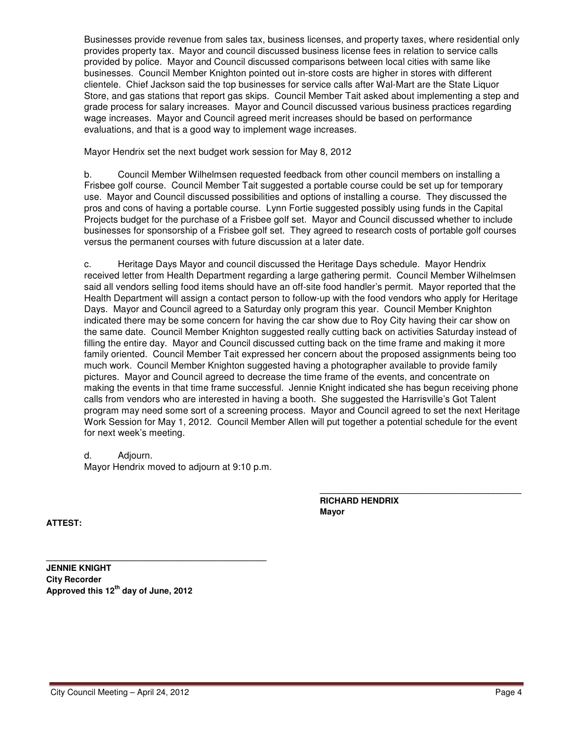Businesses provide revenue from sales tax, business licenses, and property taxes, where residential only provides property tax. Mayor and council discussed business license fees in relation to service calls provided by police. Mayor and Council discussed comparisons between local cities with same like businesses. Council Member Knighton pointed out in-store costs are higher in stores with different clientele. Chief Jackson said the top businesses for service calls after Wal-Mart are the State Liquor Store, and gas stations that report gas skips. Council Member Tait asked about implementing a step and grade process for salary increases. Mayor and Council discussed various business practices regarding wage increases. Mayor and Council agreed merit increases should be based on performance evaluations, and that is a good way to implement wage increases.

Mayor Hendrix set the next budget work session for May 8, 2012

b. Council Member Wilhelmsen requested feedback from other council members on installing a Frisbee golf course. Council Member Tait suggested a portable course could be set up for temporary use. Mayor and Council discussed possibilities and options of installing a course. They discussed the pros and cons of having a portable course. Lynn Fortie suggested possibly using funds in the Capital Projects budget for the purchase of a Frisbee golf set. Mayor and Council discussed whether to include businesses for sponsorship of a Frisbee golf set. They agreed to research costs of portable golf courses versus the permanent courses with future discussion at a later date.

c. Heritage Days Mayor and council discussed the Heritage Days schedule. Mayor Hendrix received letter from Health Department regarding a large gathering permit. Council Member Wilhelmsen said all vendors selling food items should have an off-site food handler's permit. Mayor reported that the Health Department will assign a contact person to follow-up with the food vendors who apply for Heritage Days. Mayor and Council agreed to a Saturday only program this year. Council Member Knighton indicated there may be some concern for having the car show due to Roy City having their car show on the same date. Council Member Knighton suggested really cutting back on activities Saturday instead of filling the entire day. Mayor and Council discussed cutting back on the time frame and making it more family oriented. Council Member Tait expressed her concern about the proposed assignments being too much work. Council Member Knighton suggested having a photographer available to provide family pictures. Mayor and Council agreed to decrease the time frame of the events, and concentrate on making the events in that time frame successful. Jennie Knight indicated she has begun receiving phone calls from vendors who are interested in having a booth. She suggested the Harrisville's Got Talent program may need some sort of a screening process. Mayor and Council agreed to set the next Heritage Work Session for May 1, 2012. Council Member Allen will put together a potential schedule for the event for next week's meeting.

d. Adjourn.
Mayor Hendrix moved to adjourn at 9:10 p.m.

\_\_\_\_\_\_\_\_\_\_\_\_\_\_\_\_\_\_\_\_\_\_\_\_\_\_\_\_\_\_\_\_\_\_\_\_\_\_\_\_
**RICHARD HENDRIX**
**Mayor**

**ATTEST:**

\_\_\_\_\_\_\_\_\_\_\_\_\_\_\_\_\_\_\_\_\_\_\_\_\_\_\_\_\_\_\_\_\_\_\_\_\_\_\_\_
**JENNIE KNIGHT**
**City Recorder**
**Approved this 12th day of June, 2012**